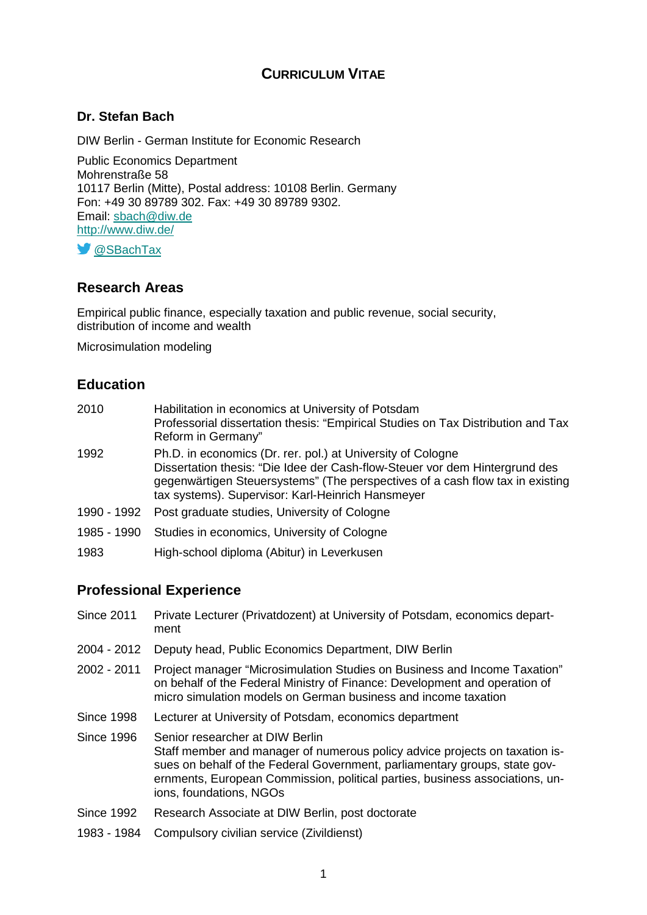# CURRICULUM VITAE

### Dr. Stefan Bach

DIW Berlin - German Institute for Economic Research

Public Economics Department
Mohrenstraße 58
10117 Berlin (Mitte), Postal address: 10108 Berlin. Germany
Fon: +49 30 89789 302. Fax: +49 30 89789 9302.
Email: sbach@diw.de
http://www.diw.de/

@SBachTax

## Research Areas

Empirical public finance, especially taxation and public revenue, social security, distribution of income and wealth

Microsimulation modeling

## Education

| | |
|---|---|
| 2010 | Habilitation in economics at University of Potsdam<br>Professorial dissertation thesis: "Empirical Studies on Tax Distribution and Tax Reform in Germany" |
| 1992 | Ph.D. in economics (Dr. rer. pol.) at University of Cologne<br>Dissertation thesis: "Die Idee der Cash-flow-Steuer vor dem Hintergrund des gegenwärtigen Steuersystems" (The perspectives of a cash flow tax in existing tax systems). Supervisor: Karl-Heinrich Hansmeyer |
| 1990 - 1992 | Post graduate studies, University of Cologne |
| 1985 - 1990 | Studies in economics, University of Cologne |
| 1983 | High-school diploma (Abitur) in Leverkusen |

## Professional Experience

| | |
|---|---|
| Since 2011 | Private Lecturer (Privatdozent) at University of Potsdam, economics department |
| 2004 - 2012 | Deputy head, Public Economics Department, DIW Berlin |
| 2002 - 2011 | Project manager "Microsimulation Studies on Business and Income Taxation" on behalf of the Federal Ministry of Finance: Development and operation of micro simulation models on German business and income taxation |
| Since 1998 | Lecturer at University of Potsdam, economics department |
| Since 1996 | Senior researcher at DIW Berlin<br>Staff member and manager of numerous policy advice projects on taxation issues on behalf of the Federal Government, parliamentary groups, state governments, European Commission, political parties, business associations, unions, foundations, NGOs |
| Since 1992 | Research Associate at DIW Berlin, post doctorate |
| 1983 - 1984 | Compulsory civilian service (Zivildienst) |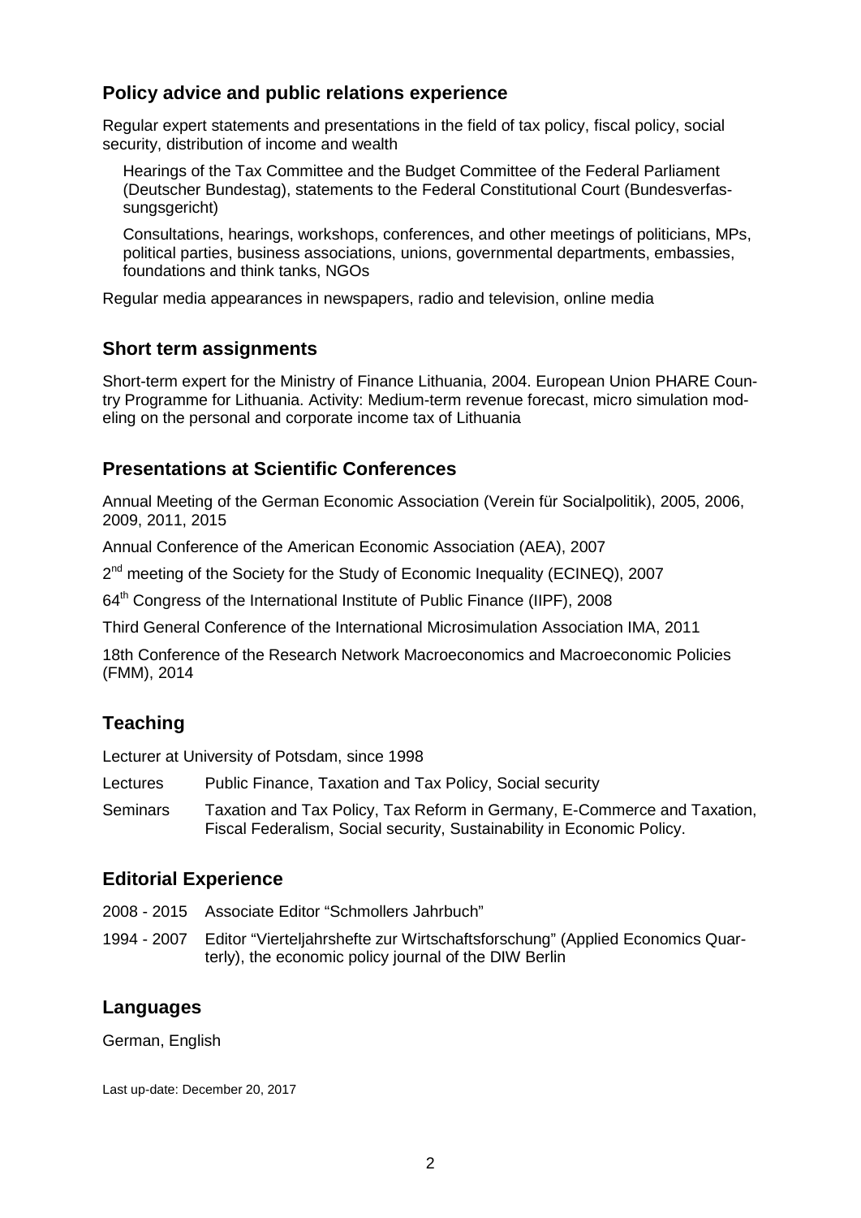## Policy advice and public relations experience

Regular expert statements and presentations in the field of tax policy, fiscal policy, social security, distribution of income and wealth

Hearings of the Tax Committee and the Budget Committee of the Federal Parliament (Deutscher Bundestag), statements to the Federal Constitutional Court (Bundesverfassungsgericht)

Consultations, hearings, workshops, conferences, and other meetings of politicians, MPs, political parties, business associations, unions, governmental departments, embassies, foundations and think tanks, NGOs

Regular media appearances in newspapers, radio and television, online media

## Short term assignments

Short-term expert for the Ministry of Finance Lithuania, 2004. European Union PHARE Country Programme for Lithuania. Activity: Medium-term revenue forecast, micro simulation modeling on the personal and corporate income tax of Lithuania

## Presentations at Scientific Conferences

Annual Meeting of the German Economic Association (Verein für Socialpolitik), 2005, 2006, 2009, 2011, 2015

Annual Conference of the American Economic Association (AEA), 2007

2nd meeting of the Society for the Study of Economic Inequality (ECINEQ), 2007

64th Congress of the International Institute of Public Finance (IIPF), 2008

Third General Conference of the International Microsimulation Association IMA, 2011

18th Conference of the Research Network Macroeconomics and Macroeconomic Policies (FMM), 2014

## Teaching

Lecturer at University of Potsdam, since 1998

| | |
|---|---|
| Lectures | Public Finance, Taxation and Tax Policy, Social security |
| Seminars | Taxation and Tax Policy, Tax Reform in Germany, E-Commerce and Taxation, Fiscal Federalism, Social security, Sustainability in Economic Policy. |

## Editorial Experience

| | |
|---|---|
| 2008 - 2015 | Associate Editor "Schmollers Jahrbuch" |
| 1994 - 2007 | Editor "Vierteljahrshefte zur Wirtschaftsforschung" (Applied Economics Quarterly), the economic policy journal of the DIW Berlin |

## Languages

German, English

Last up-date: December 20, 2017